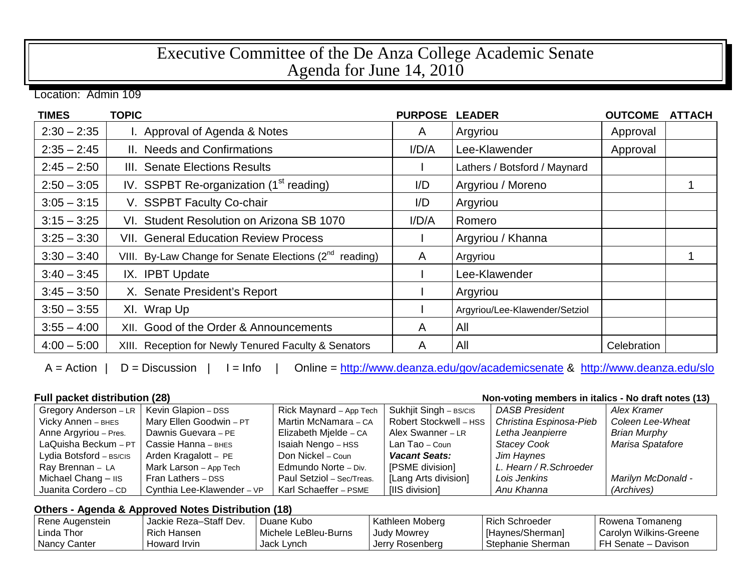# Executive Committee of the De Anza College Academic Senate
# Agenda for June 14, 2010

Location: Admin 109

| TIMES | TOPIC | PURPOSE | LEADER | OUTCOME | ATTACH |
|---|---|---|---|---|---|
| 2:30 – 2:35 | I. Approval of Agenda & Notes | A | Argyriou | Approval | |
| 2:35 – 2:45 | II. Needs and Confirmations | I/D/A | Lee-Klawender | Approval | |
| 2:45 – 2:50 | III. Senate Elections Results | I | Lathers / Botsford / Maynard | | |
| 2:50 – 3:05 | IV. SSPBT Re-organization (1st reading) | I/D | Argyriou / Moreno | | 1 |
| 3:05 – 3:15 | V. SSPBT Faculty Co-chair | I/D | Argyriou | | |
| 3:15 – 3:25 | VI. Student Resolution on Arizona SB 1070 | I/D/A | Romero | | |
| 3:25 – 3:30 | VII. General Education Review Process | I | Argyriou / Khanna | | |
| 3:30 – 3:40 | VIII. By-Law Change for Senate Elections (2nd reading) | A | Argyriou | | 1 |
| 3:40 – 3:45 | IX. IPBT Update | I | Lee-Klawender | | |
| 3:45 – 3:50 | X. Senate President's Report | I | Argyriou | | |
| 3:50 – 3:55 | XI. Wrap Up | I | Argyriou/Lee-Klawender/Setziol | | |
| 3:55 – 4:00 | XII. Good of the Order & Announcements | A | All | | |
| 4:00 – 5:00 | XIII. Reception for Newly Tenured Faculty & Senators | A | All | Celebration | |

A = Action | D = Discussion | I = Info | Online = http://www.deanza.edu/gov/academicsenate & http://www.deanza.edu/slo

**Full packet distribution (28)** **Non-voting members in italics - No draft notes (13)**

| | | | | | |
|---|---|---|---|---|---|
| Gregory Anderson – LR | Kevin Glapion – DSS | Rick Maynard – App Tech | Sukhjit Singh – BS/CIS | *DASB President* | *Alex Kramer* |
| Vicky Annen – BHES | Mary Ellen Goodwin – PT | Martin McNamara – CA | Robert Stockwell – HSS | *Christina Espinosa-Pieb* | *Coleen Lee-Wheat* |
| Anne Argyriou – Pres. | Dawnis Guevara – PE | Elizabeth Mjelde – CA | Alex Swanner – LR | *Letha Jeanpierre* | *Brian Murphy* |
| LaQuisha Beckum – PT | Cassie Hanna – BHES | Isaiah Nengo – HSS | Lan Tao – Coun | *Stacey Cook* | *Marisa Spatafore* |
| Lydia Botsford – BS/CIS | Arden Kragalott – PE | Don Nickel – Coun | ***Vacant Seats:*** | *Jim Haynes* | |
| Ray Brennan – LA | Mark Larson – App Tech | Edmundo Norte – Div. | [PSME division] | *L. Hearn / R.Schroeder* | |
| Michael Chang – IIS | Fran Lathers – DSS | Paul Setziol – Sec/Treas. | [Lang Arts division] | *Lois Jenkins* | *Marilyn McDonald -* |
| Juanita Cordero – CD | Cynthia Lee-Klawender – VP | Karl Schaeffer – PSME | [IIS division] | *Anu Khanna* | *(Archives)* |

**Others - Agenda & Approved Notes Distribution (18)**

| | | | | | |
|---|---|---|---|---|---|
| Rene Augenstein | Jackie Reza–Staff Dev. | Duane Kubo | Kathleen Moberg | Rich Schroeder | Rowena Tomaneng |
| Linda Thor | Rich Hansen | Michele LeBleu-Burns | Judy Mowrey | [Haynes/Sherman] | Carolyn Wilkins-Greene |
| Nancy Canter | Howard Irvin | Jack Lynch | Jerry Rosenberg | Stephanie Sherman | FH Senate – Davison |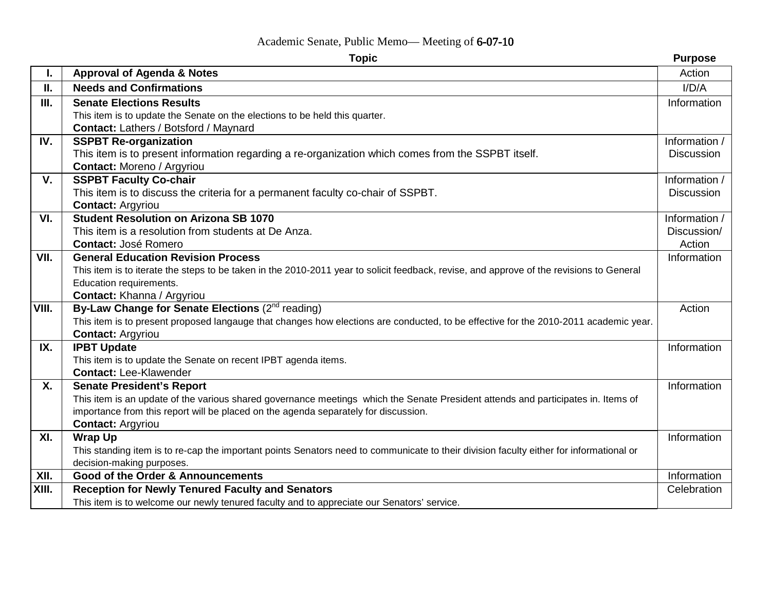Academic Senate, Public Memo— Meeting of 6-07-10

| | Topic | Purpose |
|---|---|---|
| I. | **Approval of Agenda & Notes** | Action |
| II. | **Needs and Confirmations** | I/D/A |
| III. | **Senate Elections Results**<br>This item is to update the Senate on the elections to be held this quarter.<br>**Contact:** Lathers / Botsford / Maynard | Information |
| IV. | **SSPBT Re-organization**<br>This item is to present information regarding a re-organization which comes from the SSPBT itself.<br>**Contact:** Moreno / Argyriou | Information / Discussion |
| V. | **SSPBT Faculty Co-chair**<br>This item is to discuss the criteria for a permanent faculty co-chair of SSPBT.<br>**Contact:** Argyriou | Information / Discussion |
| VI. | **Student Resolution on Arizona SB 1070**<br>This item is a resolution from students at De Anza.<br>**Contact:** José Romero | Information / Discussion/ Action |
| VII. | **General Education Revision Process**<br>This item is to iterate the steps to be taken in the 2010-2011 year to solicit feedback, revise, and approve of the revisions to General Education requirements.<br>**Contact:** Khanna / Argyriou | Information |
| VIII. | **By-Law Change for Senate Elections** (2nd reading)<br>This item is to present proposed langauge that changes how elections are conducted, to be effective for the 2010-2011 academic year.<br>**Contact:** Argyriou | Action |
| IX. | **IPBT Update**<br>This item is to update the Senate on recent IPBT agenda items.<br>**Contact:** Lee-Klawender | Information |
| X. | **Senate President's Report**<br>This item is an update of the various shared governance meetings which the Senate President attends and participates in. Items of importance from this report will be placed on the agenda separately for discussion.<br>**Contact:** Argyriou | Information |
| XI. | **Wrap Up**<br>This standing item is to re-cap the important points Senators need to communicate to their division faculty either for informational or decision-making purposes. | Information |
| XII. | **Good of the Order & Announcements** | Information |
| XIII. | **Reception for Newly Tenured Faculty and Senators**<br>This item is to welcome our newly tenured faculty and to appreciate our Senators' service. | Celebration |